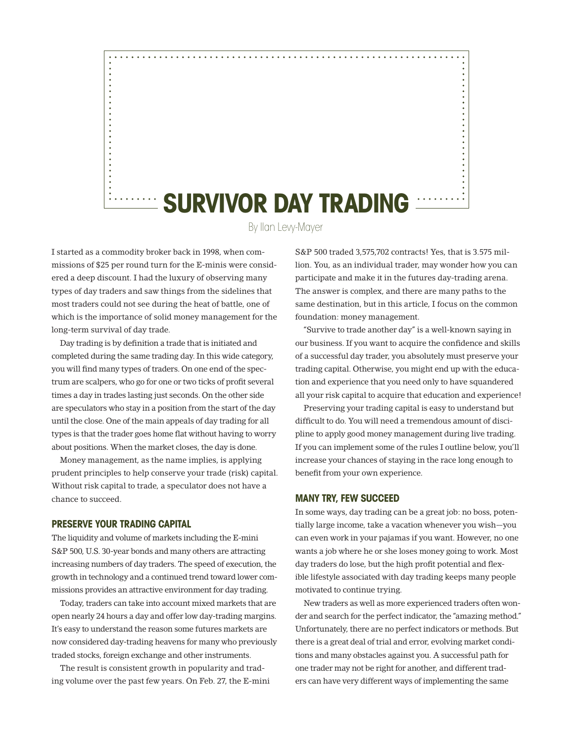# SURVIVOR DAY TRADING

By Ilan Levy-Mayer

I started as a commodity broker back in 1998, when commissions of $25 per round turn for the E-minis were considered a deep discount. I had the luxury of observing many types of day traders and saw things from the sidelines that most traders could not see during the heat of battle, one of which is the importance of solid money management for the long-term survival of day trade.

Day trading is by definition a trade that is initiated and completed during the same trading day. In this wide category, you will find many types of traders. On one end of the spectrum are scalpers, who go for one or two ticks of profit several times a day in trades lasting just seconds. On the other side are speculators who stay in a position from the start of the day until the close. One of the main appeals of day trading for all types is that the trader goes home flat without having to worry about positions. When the market closes, the day is done.

Money management, as the name implies, is applying prudent principles to help conserve your trade (risk) capital. Without risk capital to trade, a speculator does not have a chance to succeed.

## PRESERVE YOUR TRADING CAPITAL

The liquidity and volume of markets including the E-mini S&P 500, U.S. 30-year bonds and many others are attracting increasing numbers of day traders. The speed of execution, the growth in technology and a continued trend toward lower commissions provides an attractive environment for day trading.

Today, traders can take into account mixed markets that are open nearly 24 hours a day and offer low day-trading margins. It's easy to understand the reason some futures markets are now considered day-trading heavens for many who previously traded stocks, foreign exchange and other instruments.

The result is consistent growth in popularity and trading volume over the past few years. On Feb. 27, the E-mini S&P 500 traded 3,575,702 contracts! Yes, that is 3.575 million. You, as an individual trader, may wonder how you can participate and make it in the futures day-trading arena. The answer is complex, and there are many paths to the same destination, but in this article, I focus on the common foundation: money management.

"Survive to trade another day" is a well-known saying in our business. If you want to acquire the confidence and skills of a successful day trader, you absolutely must preserve your trading capital. Otherwise, you might end up with the education and experience that you need only to have squandered all your risk capital to acquire that education and experience!

Preserving your trading capital is easy to understand but difficult to do. You will need a tremendous amount of discipline to apply good money management during live trading. If you can implement some of the rules I outline below, you'll increase your chances of staying in the race long enough to benefit from your own experience.

## MANY TRY, FEW SUCCEED

In some ways, day trading can be a great job: no boss, potentially large income, take a vacation whenever you wish—you can even work in your pajamas if you want. However, no one wants a job where he or she loses money going to work. Most day traders do lose, but the high profit potential and flexible lifestyle associated with day trading keeps many people motivated to continue trying.

New traders as well as more experienced traders often wonder and search for the perfect indicator, the "amazing method." Unfortunately, there are no perfect indicators or methods. But there is a great deal of trial and error, evolving market conditions and many obstacles against you. A successful path for one trader may not be right for another, and different traders can have very different ways of implementing the same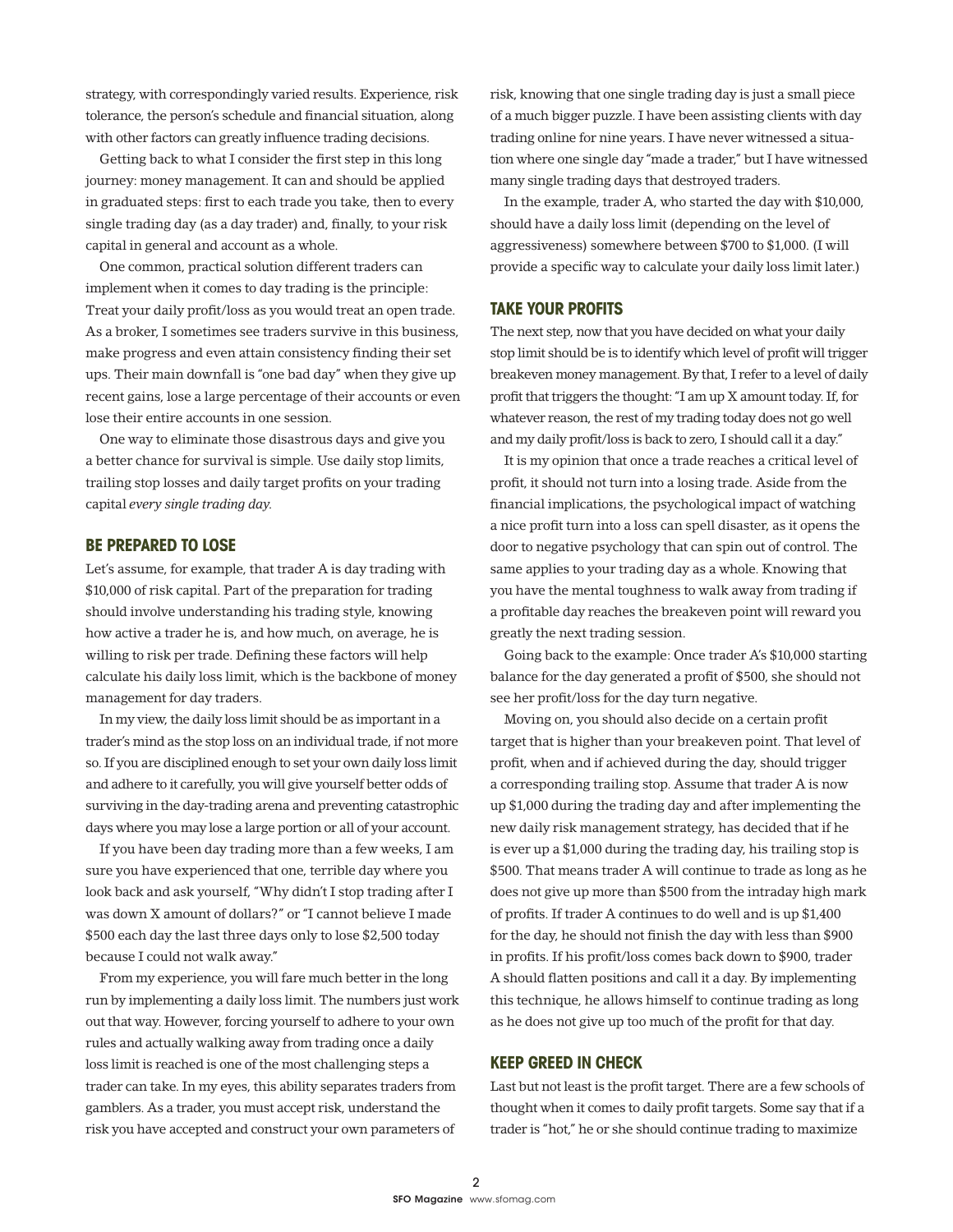strategy, with correspondingly varied results. Experience, risk tolerance, the person's schedule and financial situation, along with other factors can greatly influence trading decisions.

Getting back to what I consider the first step in this long journey: money management. It can and should be applied in graduated steps: first to each trade you take, then to every single trading day (as a day trader) and, finally, to your risk capital in general and account as a whole.

One common, practical solution different traders can implement when it comes to day trading is the principle: Treat your daily profit/loss as you would treat an open trade. As a broker, I sometimes see traders survive in this business, make progress and even attain consistency finding their set ups. Their main downfall is "one bad day" when they give up recent gains, lose a large percentage of their accounts or even lose their entire accounts in one session.

One way to eliminate those disastrous days and give you a better chance for survival is simple. Use daily stop limits, trailing stop losses and daily target profits on your trading capital *every single trading day*.

## BE PREPARED TO LOSE

Let's assume, for example, that trader A is day trading with $10,000 of risk capital. Part of the preparation for trading should involve understanding his trading style, knowing how active a trader he is, and how much, on average, he is willing to risk per trade. Defining these factors will help calculate his daily loss limit, which is the backbone of money management for day traders.

In my view, the daily loss limit should be as important in a trader's mind as the stop loss on an individual trade, if not more so. If you are disciplined enough to set your own daily loss limit and adhere to it carefully, you will give yourself better odds of surviving in the day-trading arena and preventing catastrophic days where you may lose a large portion or all of your account.

If you have been day trading more than a few weeks, I am sure you have experienced that one, terrible day where you look back and ask yourself, "Why didn't I stop trading after I was down X amount of dollars?" or "I cannot believe I made $500 each day the last three days only to lose $2,500 today because I could not walk away."

From my experience, you will fare much better in the long run by implementing a daily loss limit. The numbers just work out that way. However, forcing yourself to adhere to your own rules and actually walking away from trading once a daily loss limit is reached is one of the most challenging steps a trader can take. In my eyes, this ability separates traders from gamblers. As a trader, you must accept risk, understand the risk you have accepted and construct your own parameters of risk, knowing that one single trading day is just a small piece of a much bigger puzzle. I have been assisting clients with day trading online for nine years. I have never witnessed a situation where one single day "made a trader," but I have witnessed many single trading days that destroyed traders.

In the example, trader A, who started the day with $10,000, should have a daily loss limit (depending on the level of aggressiveness) somewhere between $700 to $1,000. (I will provide a specific way to calculate your daily loss limit later.)

## TAKE YOUR PROFITS

The next step, now that you have decided on what your daily stop limit should be is to identify which level of profit will trigger breakeven money management. By that, I refer to a level of daily profit that triggers the thought: "I am up X amount today. If, for whatever reason, the rest of my trading today does not go well and my daily profit/loss is back to zero, I should call it a day."

It is my opinion that once a trade reaches a critical level of profit, it should not turn into a losing trade. Aside from the financial implications, the psychological impact of watching a nice profit turn into a loss can spell disaster, as it opens the door to negative psychology that can spin out of control. The same applies to your trading day as a whole. Knowing that you have the mental toughness to walk away from trading if a profitable day reaches the breakeven point will reward you greatly the next trading session.

Going back to the example: Once trader A's $10,000 starting balance for the day generated a profit of $500, she should not see her profit/loss for the day turn negative.

Moving on, you should also decide on a certain profit target that is higher than your breakeven point. That level of profit, when and if achieved during the day, should trigger a corresponding trailing stop. Assume that trader A is now up $1,000 during the trading day and after implementing the new daily risk management strategy, has decided that if he is ever up a $1,000 during the trading day, his trailing stop is $500. That means trader A will continue to trade as long as he does not give up more than $500 from the intraday high mark of profits. If trader A continues to do well and is up $1,400 for the day, he should not finish the day with less than $900 in profits. If his profit/loss comes back down to $900, trader A should flatten positions and call it a day. By implementing this technique, he allows himself to continue trading as long as he does not give up too much of the profit for that day.

## KEEP GREED IN CHECK

Last but not least is the profit target. There are a few schools of thought when it comes to daily profit targets. Some say that if a trader is "hot," he or she should continue trading to maximize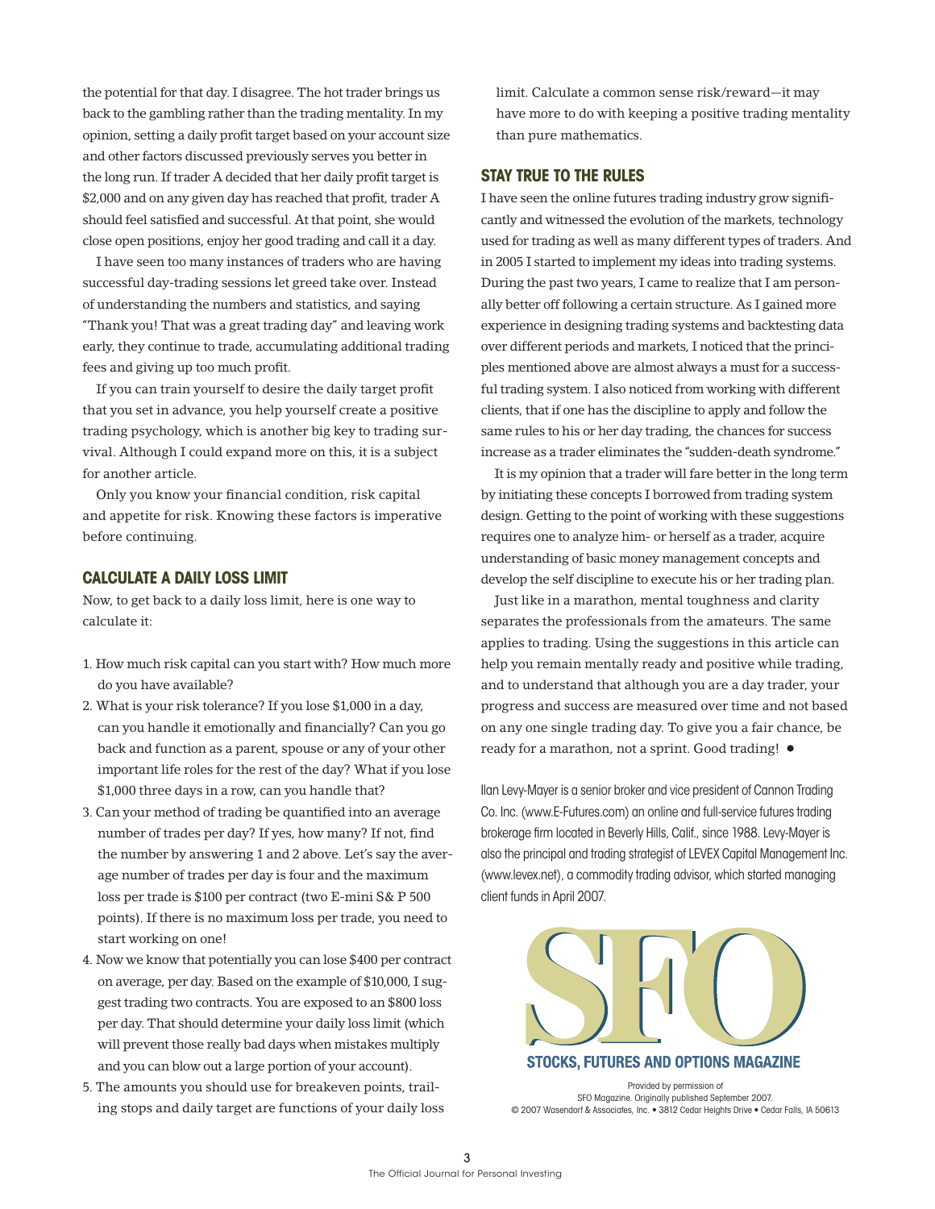the potential for that day. I disagree. The hot trader brings us back to the gambling rather than the trading mentality. In my opinion, setting a daily profit target based on your account size and other factors discussed previously serves you better in the long run. If trader A decided that her daily profit target is $2,000 and on any given day has reached that profit, trader A should feel satisfied and successful. At that point, she would close open positions, enjoy her good trading and call it a day.

I have seen too many instances of traders who are having successful day-trading sessions let greed take over. Instead of understanding the numbers and statistics, and saying "Thank you! That was a great trading day" and leaving work early, they continue to trade, accumulating additional trading fees and giving up too much profit.

If you can train yourself to desire the daily target profit that you set in advance, you help yourself create a positive trading psychology, which is another big key to trading survival. Although I could expand more on this, it is a subject for another article.

Only you know your financial condition, risk capital and appetite for risk. Knowing these factors is imperative before continuing.

## CALCULATE A DAILY LOSS LIMIT

Now, to get back to a daily loss limit, here is one way to calculate it:

1. How much risk capital can you start with? How much more do you have available?
2. What is your risk tolerance? If you lose $1,000 in a day, can you handle it emotionally and financially? Can you go back and function as a parent, spouse or any of your other important life roles for the rest of the day? What if you lose $1,000 three days in a row, can you handle that?
3. Can your method of trading be quantified into an average number of trades per day? If yes, how many? If not, find the number by answering 1 and 2 above. Let's say the average number of trades per day is four and the maximum loss per trade is $100 per contract (two E-mini S& P 500 points). If there is no maximum loss per trade, you need to start working on one!
4. Now we know that potentially you can lose $400 per contract on average, per day. Based on the example of $10,000, I suggest trading two contracts. You are exposed to an $800 loss per day. That should determine your daily loss limit (which will prevent those really bad days when mistakes multiply and you can blow out a large portion of your account).
5. The amounts you should use for breakeven points, trailing stops and daily target are functions of your daily loss limit. Calculate a common sense risk/reward—it may have more to do with keeping a positive trading mentality than pure mathematics.

## STAY TRUE TO THE RULES

I have seen the online futures trading industry grow significantly and witnessed the evolution of the markets, technology used for trading as well as many different types of traders. And in 2005 I started to implement my ideas into trading systems. During the past two years, I came to realize that I am personally better off following a certain structure. As I gained more experience in designing trading systems and backtesting data over different periods and markets, I noticed that the principles mentioned above are almost always a must for a successful trading system. I also noticed from working with different clients, that if one has the discipline to apply and follow the same rules to his or her day trading, the chances for success increase as a trader eliminates the "sudden-death syndrome."

It is my opinion that a trader will fare better in the long term by initiating these concepts I borrowed from trading system design. Getting to the point of working with these suggestions requires one to analyze him- or herself as a trader, acquire understanding of basic money management concepts and develop the self discipline to execute his or her trading plan.

Just like in a marathon, mental toughness and clarity separates the professionals from the amateurs. The same applies to trading. Using the suggestions in this article can help you remain mentally ready and positive while trading, and to understand that although you are a day trader, your progress and success are measured over time and not based on any one single trading day. To give you a fair chance, be ready for a marathon, not a sprint. Good trading! ●

Ilan Levy-Mayer is a senior broker and vice president of Cannon Trading Co. Inc. (www.E-Futures.com) an online and full-service futures trading brokerage firm located in Beverly Hills, Calif., since 1988. Levy-Mayer is also the principal and trading strategist of LEVEX Capital Management Inc. (www.levex.net), a commodity trading advisor, which started managing client funds in April 2007.

SFO

STOCKS, FUTURES AND OPTIONS MAGAZINE

Provided by permission of SFO Magazine. Originally published September 2007.
© 2007 Wasendorf & Associates, Inc. • 3812 Cedar Heights Drive • Cedar Falls, IA 50613